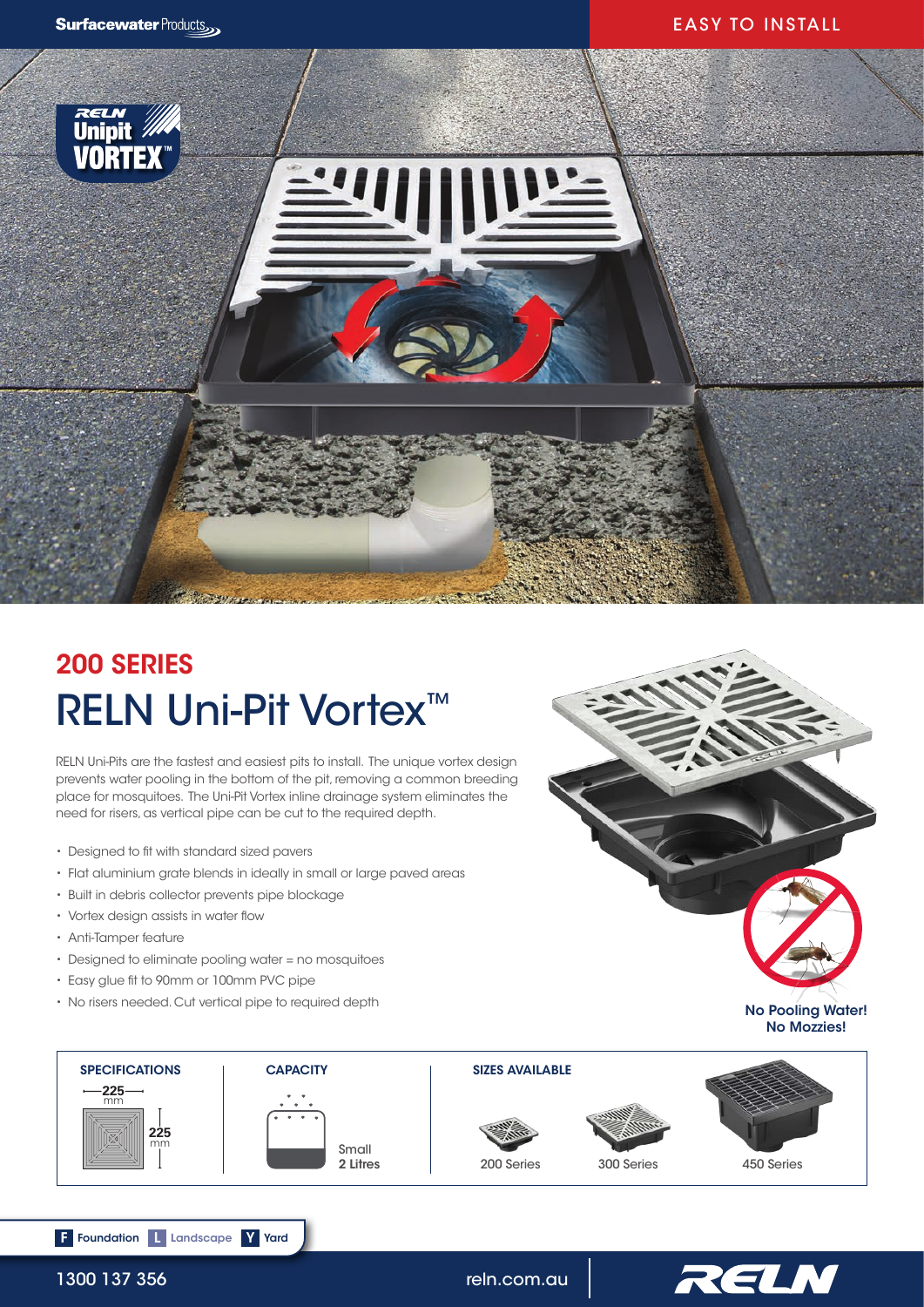Surfacewater Products

EASY TO INSTALL

RELN Unipit VORTEX™

## 200 SERIES

# RELN Uni-Pit Vortex™

RELN Uni-Pits are the fastest and easiest pits to install. The unique vortex design prevents water pooling in the bottom of the pit, removing a common breeding place for mosquitoes. The Uni-Pit Vortex inline drainage system eliminates the need for risers, as vertical pipe can be cut to the required depth.

- Designed to fit with standard sized pavers
- Flat aluminium grate blends in ideally in small or large paved areas
- Built in debris collector prevents pipe blockage
- Vortex design assists in water flow
- Anti-Tamper feature
- Designed to eliminate pooling water = no mosquitoes
- Easy glue fit to 90mm or 100mm PVC pipe
- No risers needed. Cut vertical pipe to required depth

**No Pooling Water! No Mozzies!**

**SPECIFICATIONS**

225 mm × 225 mm

**CAPACITY**

Small
**2 Litres**

**SIZES AVAILABLE**

200 Series | 300 Series | 450 Series

**F** Foundation **L** Landscape **Y** Yard

1300 137 356 | reln.com.au | RELN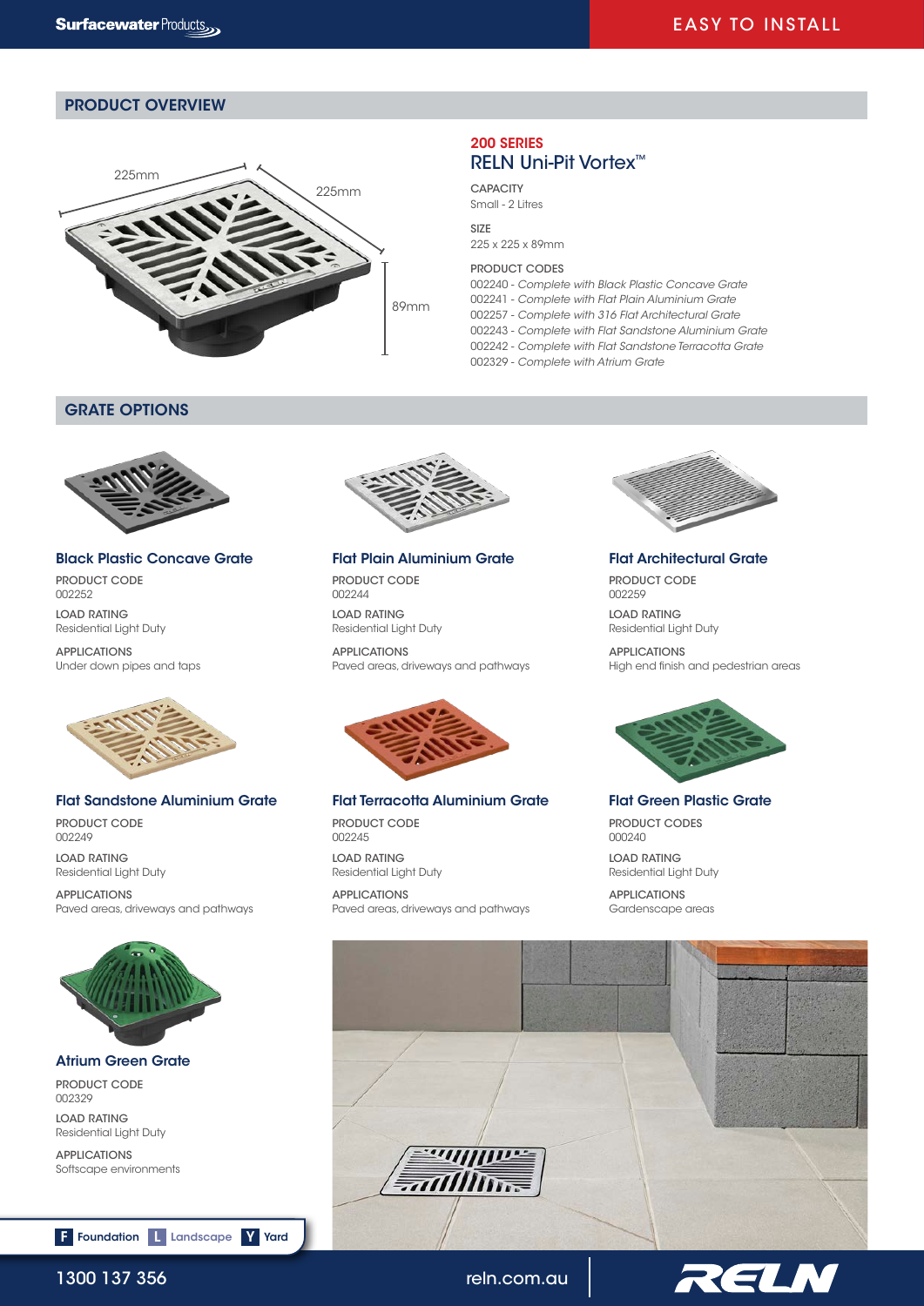## PRODUCT OVERVIEW

225mm

225mm

89mm

**200 SERIES**

### RELN Uni-Pit Vortex™

CAPACITY
Small - 2 Litres

SIZE
225 x 225 x 89mm

PRODUCT CODES
002240 - *Complete with Black Plastic Concave Grate*
002241 - *Complete with Flat Plain Aluminium Grate*
002257 - *Complete with 316 Flat Architectural Grate*
002243 - *Complete with Flat Sandstone Aluminium Grate*
002242 - *Complete with Flat Sandstone Terracotta Grate*
002329 - *Complete with Atrium Grate*

## GRATE OPTIONS

### Black Plastic Concave Grate

PRODUCT CODE
002252

LOAD RATING
Residential Light Duty

APPLICATIONS
Under down pipes and taps

### Flat Plain Aluminium Grate

PRODUCT CODE
002244

LOAD RATING
Residential Light Duty

APPLICATIONS
Paved areas, driveways and pathways

### Flat Architectural Grate

PRODUCT CODE
002259

LOAD RATING
Residential Light Duty

APPLICATIONS
High end finish and pedestrian areas

### Flat Sandstone Aluminium Grate

PRODUCT CODE
002249

LOAD RATING
Residential Light Duty

APPLICATIONS
Paved areas, driveways and pathways

### Flat Terracotta Aluminium Grate

PRODUCT CODE
002245

LOAD RATING
Residential Light Duty

APPLICATIONS
Paved areas, driveways and pathways

### Flat Green Plastic Grate

PRODUCT CODES
000240

LOAD RATING
Residential Light Duty

APPLICATIONS
Gardenscape areas

### Atrium Green Grate

PRODUCT CODE
002329

LOAD RATING
Residential Light Duty

APPLICATIONS
Softscape environments

**F** Foundation **L** Landscape **Y** Yard